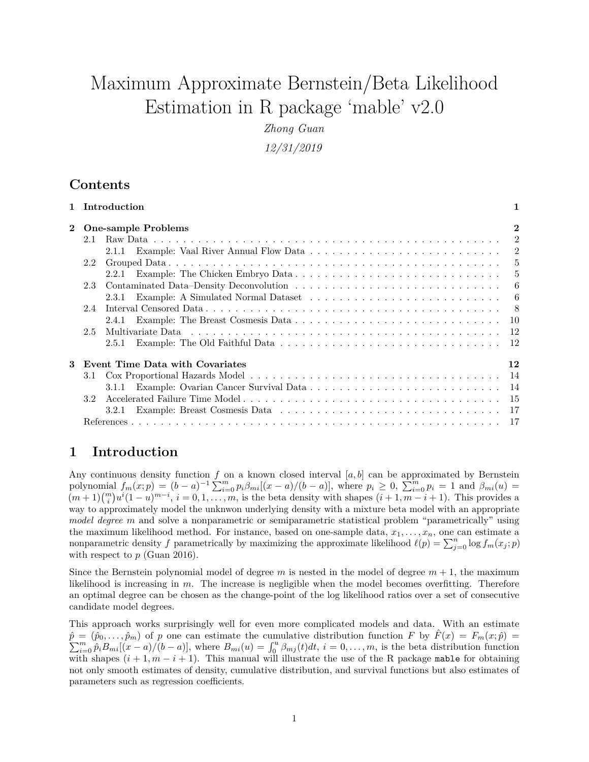# Maximum Approximate Bernstein/Beta Likelihood Estimation in R package 'mable' v2.0

*Zhong Guan*

*12/31/2019*

## Contents

| | | |
|---|---|---|
| **1 Introduction** | | **1** |
| **2 One-sample Problems** | | **2** |
| 2.1 Raw Data | | 2 |
| | 2.1.1 Example: Vaal River Annual Flow Data | 2 |
| 2.2 Grouped Data | | 5 |
| | 2.2.1 Example: The Chicken Embryo Data | 5 |
| 2.3 Contaminated Data–Density Deconvolution | | 6 |
| | 2.3.1 Example: A Simulated Normal Dataset | 6 |
| 2.4 Interval Censored Data | | 8 |
| | 2.4.1 Example: The Breast Cosmesis Data | 10 |
| 2.5 Multivariate Data | | 12 |
| | 2.5.1 Example: The Old Faithful Data | 12 |
| **3 Event Time Data with Covariates** | | **12** |
| 3.1 Cox Proportional Hazards Model | | 14 |
| | 3.1.1 Example: Ovarian Cancer Survival Data | 14 |
| 3.2 Accelerated Failure Time Model | | 15 |
| | 3.2.1 Example: Breast Cosmesis Data | 17 |
| References | | 17 |

## 1 Introduction

Any continuous density function $f$ on a known closed interval $[a, b]$ can be approximated by Bernstein polynomial $f_m(x; p) = (b-a)^{-1} \sum_{i=0}^{m} p_i \beta_{mi}[(x-a)/(b-a)]$, where $p_i \geq 0$, $\sum_{i=0}^{m} p_i = 1$ and $\beta_{mi}(u) = (m+1)\binom{m}{i} u^i (1-u)^{m-i}$, $i = 0, 1, \ldots, m$, is the beta density with shapes $(i+1, m-i+1)$. This provides a way to approximately model the unknwon underlying density with a mixture beta model with an appropriate *model degree* $m$ and solve a nonparametric or semiparametric statistical problem "parametrically" using the maximum likelihood method. For instance, based on one-sample data, $x_1, \ldots, x_n$, one can estimate a nonparametric density $f$ parametrically by maximizing the approximate likelihood $\ell(p) = \sum_{j=0}^{n} \log f_m(x_j; p)$ with respect to $p$ (Guan 2016).

Since the Bernstein polynomial model of degree $m$ is nested in the model of degree $m+1$, the maximum likelihood is increasing in $m$. The increase is negligible when the model becomes overfitting. Therefore an optimal degree can be chosen as the change-point of the log likelihood ratios over a set of consecutive candidate model degrees.

This approach works surprisingly well for even more complicated models and data. With an estimate $\hat{p} = (\hat{p}_0, \ldots, \hat{p}_m)$ of $p$ one can estimate the cumulative distribution function $F$ by $\hat{F}(x) = F_m(x; \hat{p}) = \sum_{i=0}^{m} \hat{p}_i B_{mi}[(x-a)/(b-a)]$, where $B_{mi}(u) = \int_0^u \beta_{mj}(t)dt$, $i = 0, \ldots, m$, is the beta distribution function with shapes $(i+1, m-i+1)$. This manual will illustrate the use of the R package `mable` for obtaining not only smooth estimates of density, cumulative distribution, and survival functions but also estimates of parameters such as regression coefficients.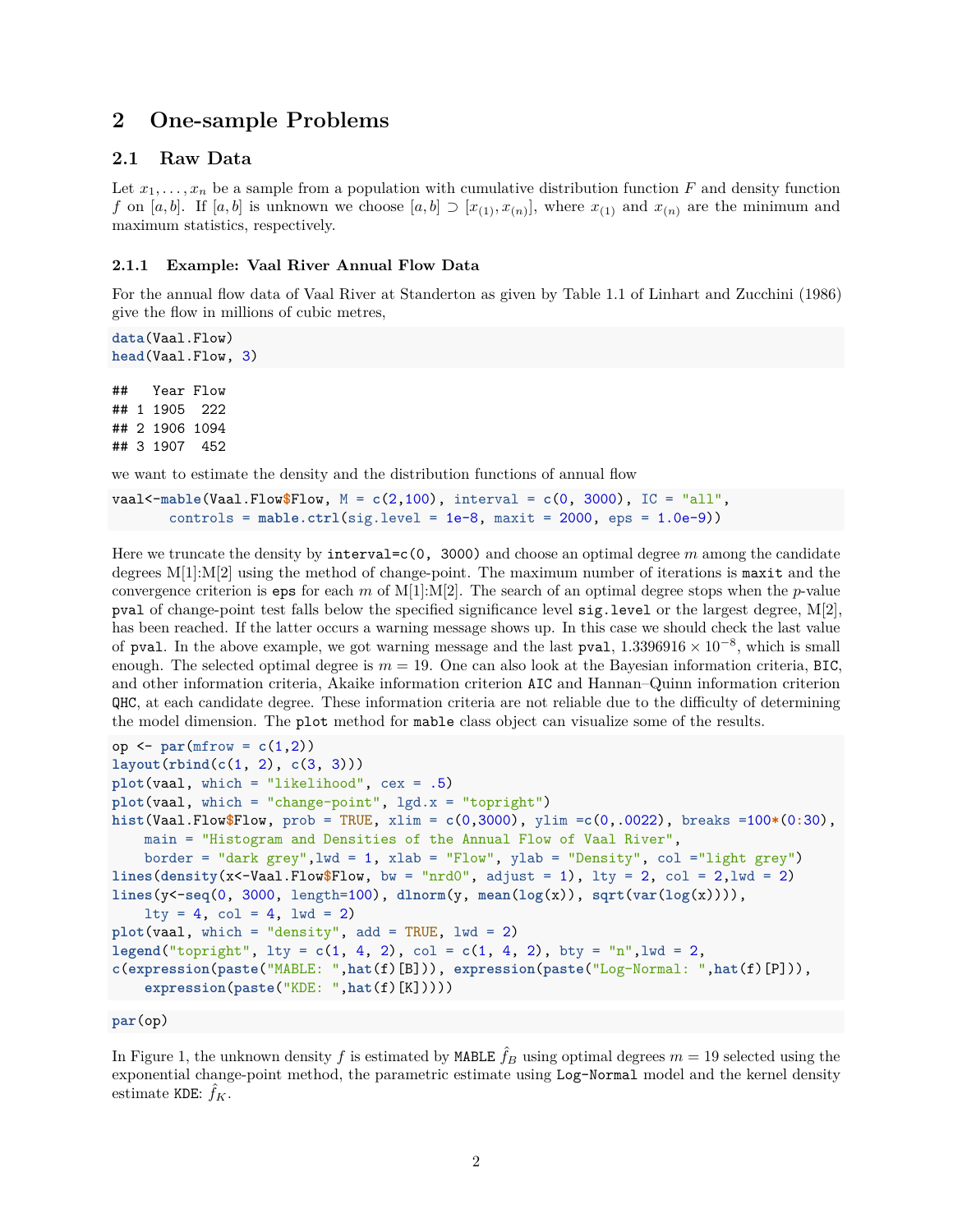# 2 One-sample Problems

## 2.1 Raw Data

Let $x_1, \ldots, x_n$ be a sample from a population with cumulative distribution function $F$ and density function $f$ on $[a, b]$. If $[a, b]$ is unknown we choose $[a, b] \supset [x_{(1)}, x_{(n)}]$, where $x_{(1)}$ and $x_{(n)}$ are the minimum and maximum statistics, respectively.

### 2.1.1 Example: Vaal River Annual Flow Data

For the annual flow data of Vaal River at Standerton as given by Table 1.1 of Linhart and Zucchini (1986) give the flow in millions of cubic metres,

```
data(Vaal.Flow)
head(Vaal.Flow, 3)
```

```
##   Year Flow
## 1 1905  222
## 2 1906 1094
## 3 1907  452
```

we want to estimate the density and the distribution functions of annual flow

```
vaal<-mable(Vaal.Flow$Flow, M = c(2,100), interval = c(0, 3000), IC = "all",
       controls = mable.ctrl(sig.level = 1e-8, maxit = 2000, eps = 1.0e-9))
```

Here we truncate the density by `interval=c(0, 3000)` and choose an optimal degree $m$ among the candidate degrees M[1]:M[2] using the method of change-point. The maximum number of iterations is `maxit` and the convergence criterion is `eps` for each $m$ of M[1]:M[2]. The search of an optimal degree stops when the $p$-value `pval` of change-point test falls below the specified significance level `sig.level` or the largest degree, M[2], has been reached. If the latter occurs a warning message shows up. In this case we should check the last value of `pval`. In the above example, we got warning message and the last `pval`, $1.3396916 \times 10^{-8}$, which is small enough. The selected optimal degree is $m = 19$. One can also look at the Bayesian information criteria, `BIC`, and other information criteria, Akaike information criterion `AIC` and Hannan–Quinn information criterion `QHC`, at each candidate degree. These information criteria are not reliable due to the difficulty of determining the model dimension. The `plot` method for `mable` class object can visualize some of the results.

```
op <- par(mfrow = c(1,2))
layout(rbind(c(1, 2), c(3, 3)))
plot(vaal, which = "likelihood", cex = .5)
plot(vaal, which = "change-point", lgd.x = "topright")
hist(Vaal.Flow$Flow, prob = TRUE, xlim = c(0,3000), ylim =c(0,.0022), breaks =100*(0:30),
    main = "Histogram and Densities of the Annual Flow of Vaal River",
    border = "dark grey",lwd = 1, xlab = "Flow", ylab = "Density", col ="light grey")
lines(density(x<-Vaal.Flow$Flow, bw = "nrd0", adjust = 1), lty = 2, col = 2,lwd = 2)
lines(y<-seq(0, 3000, length=100), dlnorm(y, mean(log(x)), sqrt(var(log(x)))),
    lty = 4, col = 4, lwd = 2)
plot(vaal, which = "density", add = TRUE, lwd = 2)
legend("topright", lty = c(1, 4, 2), col = c(1, 4, 2), bty = "n",lwd = 2,
c(expression(paste("MABLE: ",hat(f)[B])), expression(paste("Log-Normal: ",hat(f)[P])),
    expression(paste("KDE: ",hat(f)[K]))))
```

```
par(op)
```

In Figure 1, the unknown density $f$ is estimated by `MABLE` $\hat{f}_B$ using optimal degrees $m = 19$ selected using the exponential change-point method, the parametric estimate using `Log-Normal` model and the kernel density estimate `KDE`: $\hat{f}_K$.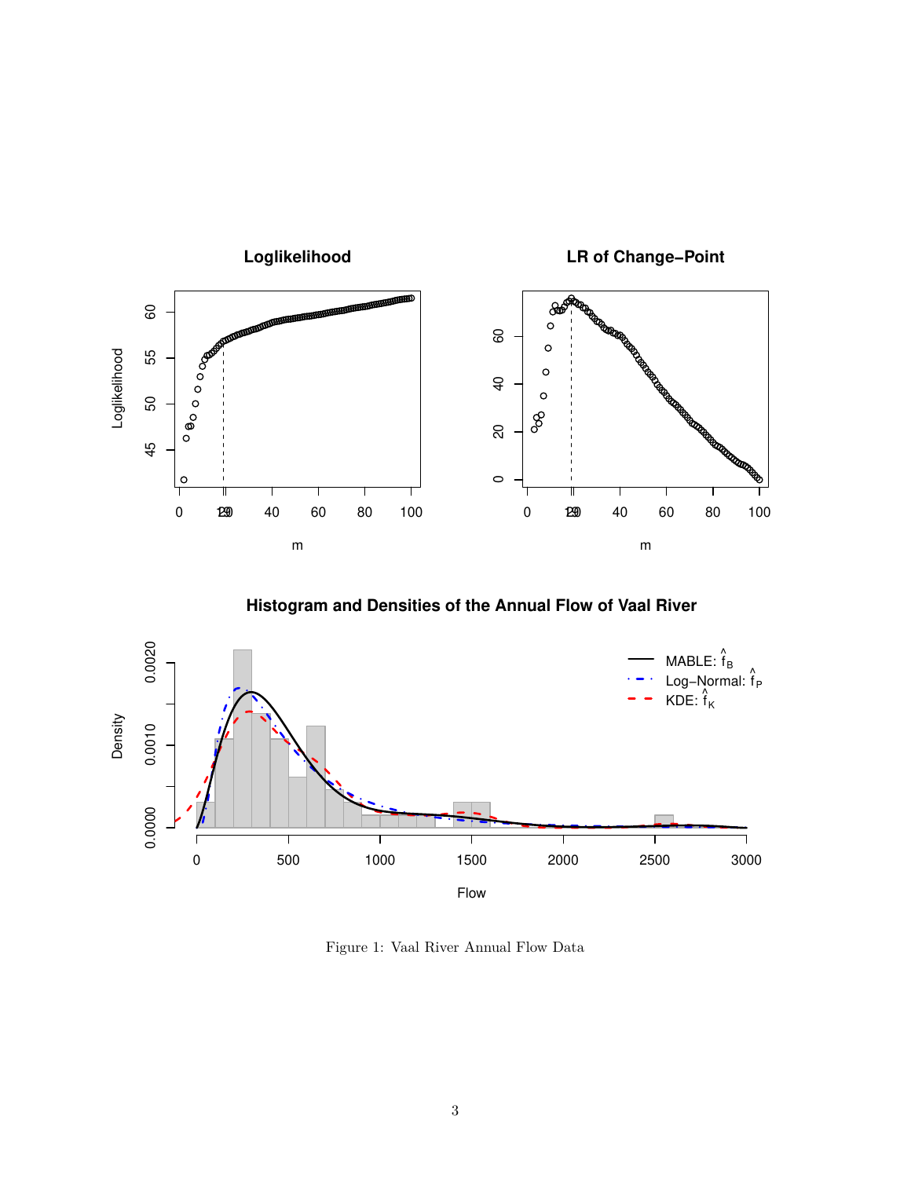Figure 1: Vaal River Annual Flow Data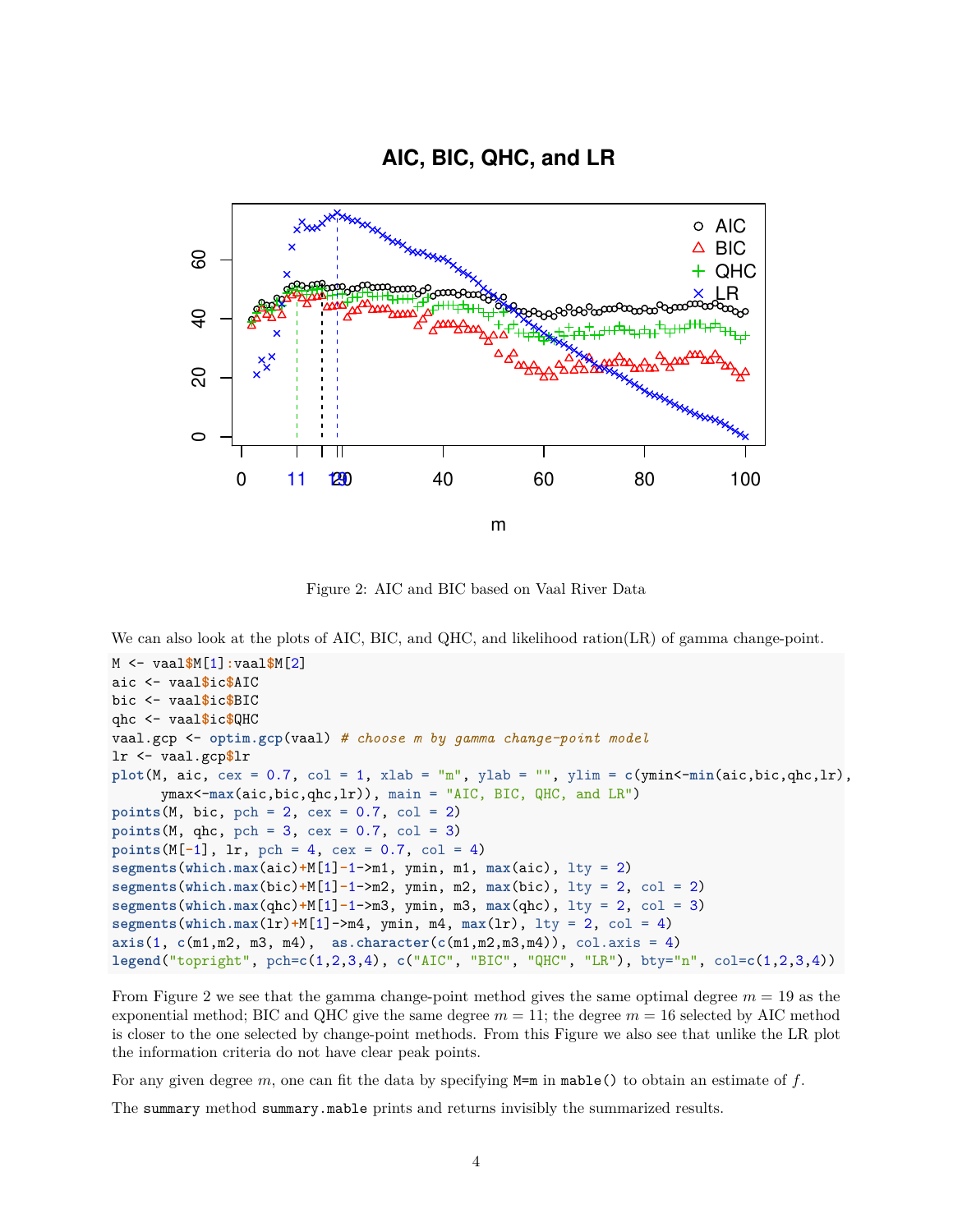Figure 2: AIC and BIC based on Vaal River Data

We can also look at the plots of AIC, BIC, and QHC, and likelihood ration(LR) of gamma change-point.

```
M <- vaal$M[1]:vaal$M[2]
aic <- vaal$ic$AIC
bic <- vaal$ic$BIC
qhc <- vaal$ic$QHC
vaal.gcp <- optim.gcp(vaal) # choose m by gamma change-point model
lr <- vaal.gcp$lr
plot(M, aic, cex = 0.7, col = 1, xlab = "m", ylab = "", ylim = c(ymin<-min(aic,bic,qhc,lr),
      ymax<-max(aic,bic,qhc,lr)), main = "AIC, BIC, QHC, and LR")
points(M, bic, pch = 2, cex = 0.7, col = 2)
points(M, qhc, pch = 3, cex = 0.7, col = 3)
points(M[-1], lr, pch = 4, cex = 0.7, col = 4)
segments(which.max(aic)+M[1]-1->m1, ymin, m1, max(aic), lty = 2)
segments(which.max(bic)+M[1]-1->m2, ymin, m2, max(bic), lty = 2, col = 2)
segments(which.max(qhc)+M[1]-1->m3, ymin, m3, max(qhc), lty = 2, col = 3)
segments(which.max(lr)+M[1]->m4, ymin, m4, max(lr), lty = 2, col = 4)
axis(1, c(m1,m2, m3, m4),  as.character(c(m1,m2,m3,m4)), col.axis = 4)
legend("topright", pch=c(1,2,3,4), c("AIC", "BIC", "QHC", "LR"), bty="n", col=c(1,2,3,4))
```

From Figure 2 we see that the gamma change-point method gives the same optimal degree $m = 19$ as the exponential method; BIC and QHC give the same degree $m = 11$; the degree $m = 16$ selected by AIC method is closer to the one selected by change-point methods. From this Figure we also see that unlike the LR plot the information criteria do not have clear peak points.

For any given degree $m$, one can fit the data by specifying `M=m` in `mable()` to obtain an estimate of $f$.

The `summary` method `summary.mable` prints and returns invisibly the summarized results.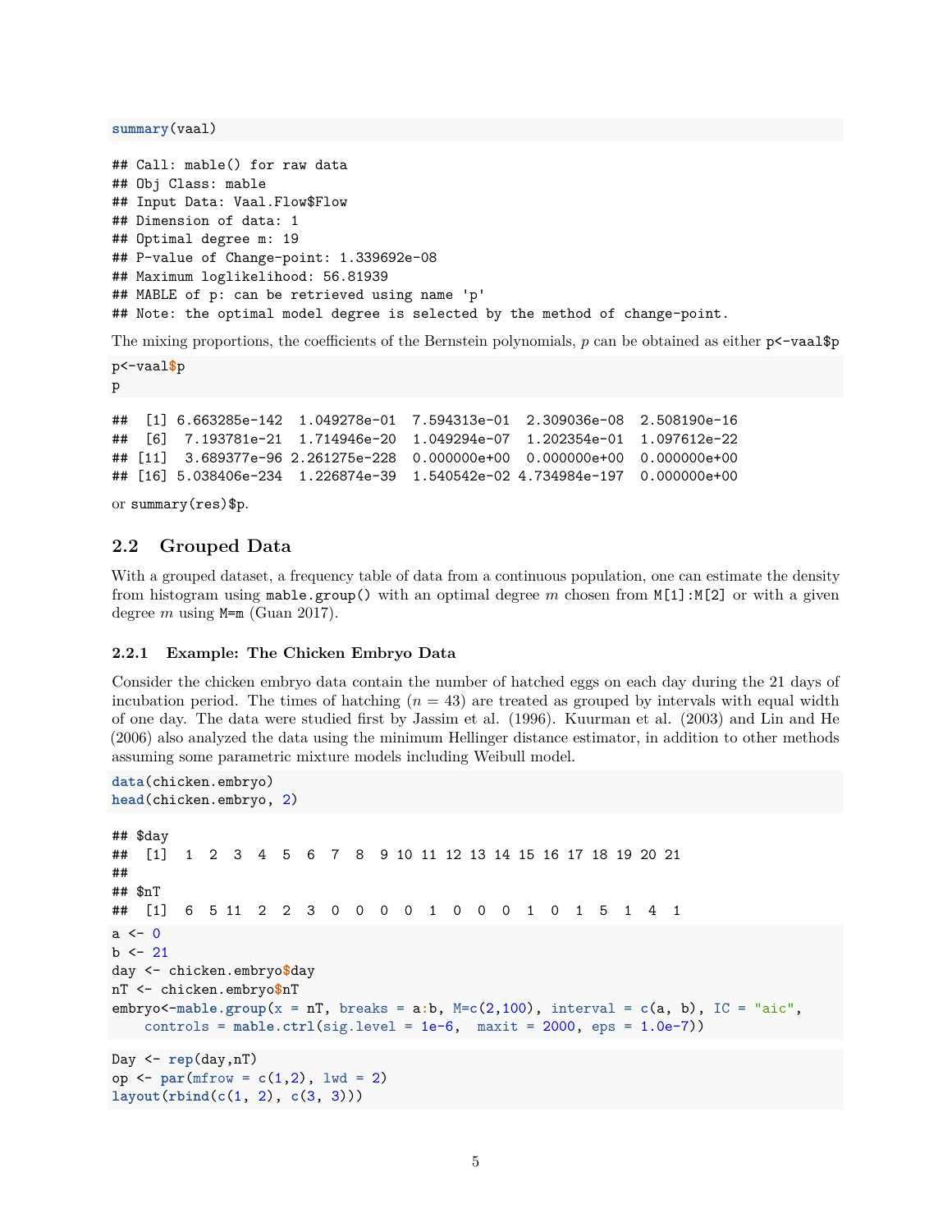```r
summary(vaal)
```

```
## Call: mable() for raw data
## Obj Class: mable
## Input Data: Vaal.Flow$Flow
## Dimension of data: 1
## Optimal degree m: 19
## P-value of Change-point: 1.339692e-08
## Maximum loglikelihood: 56.81939
## MABLE of p: can be retrieved using name 'p'
## Note: the optimal model degree is selected by the method of change-point.
```

The mixing proportions, the coefficients of the Bernstein polynomials, $p$ can be obtained as either `p<-vaal$p`

```r
p<-vaal$p
p
```

```
##  [1] 6.663285e-142  1.049278e-01  7.594313e-01  2.309036e-08  2.508190e-16
##  [6]  7.193781e-21  1.714946e-20  1.049294e-07  1.202354e-01  1.097612e-22
## [11]  3.689377e-96 2.261275e-228  0.000000e+00  0.000000e+00  0.000000e+00
## [16] 5.038406e-234  1.226874e-39  1.540542e-02 4.734984e-197  0.000000e+00
```

or `summary(res)$p`.

## 2.2 Grouped Data

With a grouped dataset, a frequency table of data from a continuous population, one can estimate the density from histogram using `mable.group()` with an optimal degree $m$ chosen from `M[1]:M[2]` or with a given degree $m$ using `M=m` (Guan 2017).

### 2.2.1 Example: The Chicken Embryo Data

Consider the chicken embryo data contain the number of hatched eggs on each day during the 21 days of incubation period. The times of hatching ($n = 43$) are treated as grouped by intervals with equal width of one day. The data were studied first by Jassim et al. (1996). Kuurman et al. (2003) and Lin and He (2006) also analyzed the data using the minimum Hellinger distance estimator, in addition to other methods assuming some parametric mixture models including Weibull model.

```r
data(chicken.embryo)
head(chicken.embryo, 2)
```

```
## $day
##  [1]  1  2  3  4  5  6  7  8  9 10 11 12 13 14 15 16 17 18 19 20 21
##
## $nT
##  [1]  6  5 11  2  2  3  0  0  0  0  1  0  0  0  1  0  1  5  1  4  1
```

```r
a <- 0
b <- 21
day <- chicken.embryo$day
nT <- chicken.embryo$nT
embryo<-mable.group(x = nT, breaks = a:b, M=c(2,100), interval = c(a, b), IC = "aic",
    controls = mable.ctrl(sig.level = 1e-6,  maxit = 2000, eps = 1.0e-7))
```

```r
Day <- rep(day,nT)
op <- par(mfrow = c(1,2), lwd = 2)
layout(rbind(c(1, 2), c(3, 3)))
```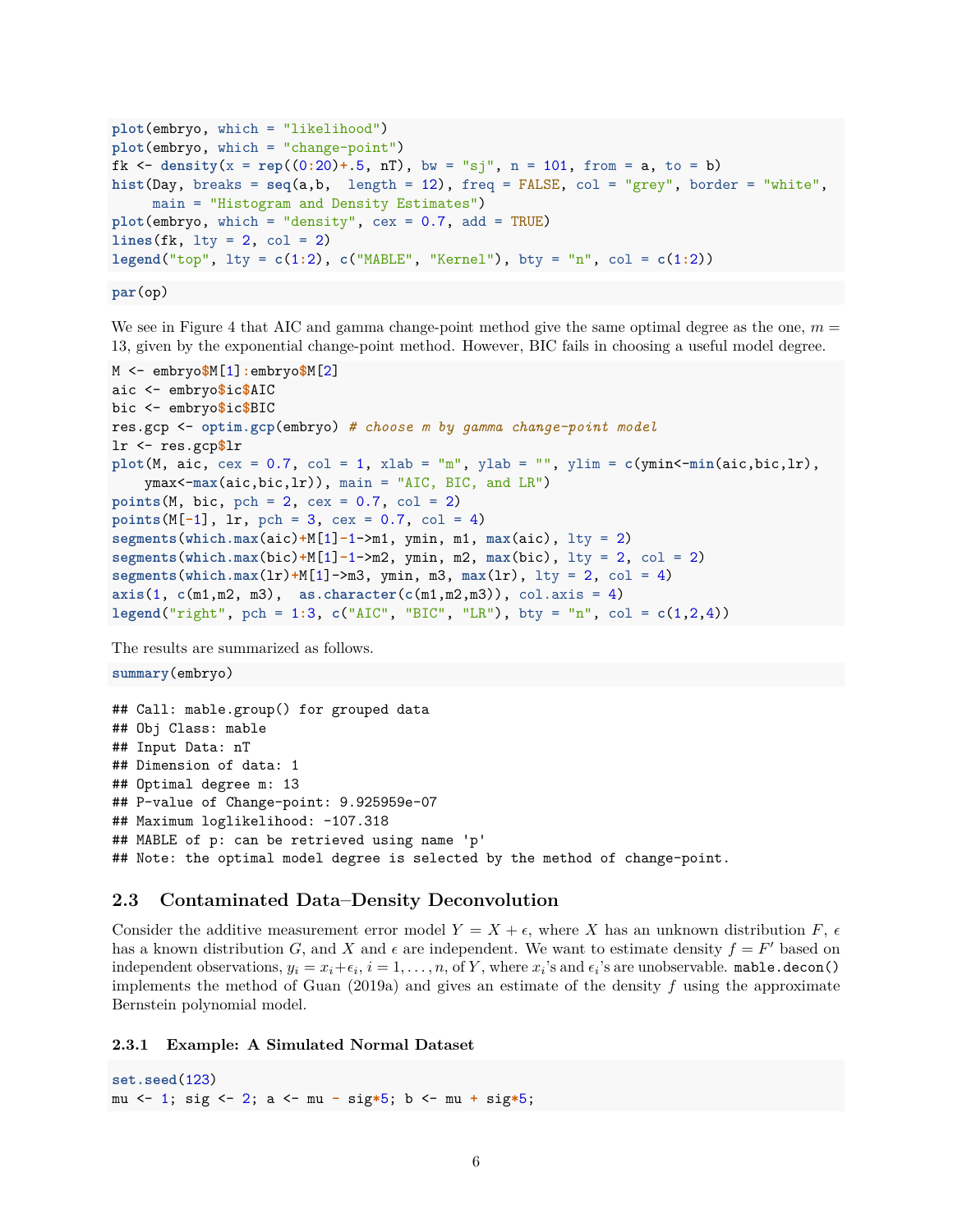```
plot(embryo, which = "likelihood")
plot(embryo, which = "change-point")
fk <- density(x = rep((0:20)+.5, nT), bw = "sj", n = 101, from = a, to = b)
hist(Day, breaks = seq(a,b,  length = 12), freq = FALSE, col = "grey", border = "white",
     main = "Histogram and Density Estimates")
plot(embryo, which = "density", cex = 0.7, add = TRUE)
lines(fk, lty = 2, col = 2)
legend("top", lty = c(1:2), c("MABLE", "Kernel"), bty = "n", col = c(1:2))
```

```
par(op)
```

We see in Figure 4 that AIC and gamma change-point method give the same optimal degree as the one, $m = 13$, given by the exponential change-point method. However, BIC fails in choosing a useful model degree.

```
M <- embryo$M[1]:embryo$M[2]
aic <- embryo$ic$AIC
bic <- embryo$ic$BIC
res.gcp <- optim.gcp(embryo) # choose m by gamma change-point model
lr <- res.gcp$lr
plot(M, aic, cex = 0.7, col = 1, xlab = "m", ylab = "", ylim = c(ymin<-min(aic,bic,lr),
    ymax<-max(aic,bic,lr)), main = "AIC, BIC, and LR")
points(M, bic, pch = 2, cex = 0.7, col = 2)
points(M[-1], lr, pch = 3, cex = 0.7, col = 4)
segments(which.max(aic)+M[1]-1->m1, ymin, m1, max(aic), lty = 2)
segments(which.max(bic)+M[1]-1->m2, ymin, m2, max(bic), lty = 2, col = 2)
segments(which.max(lr)+M[1]->m3, ymin, m3, max(lr), lty = 2, col = 4)
axis(1, c(m1,m2, m3),  as.character(c(m1,m2,m3)), col.axis = 4)
legend("right", pch = 1:3, c("AIC", "BIC", "LR"), bty = "n", col = c(1,2,4))
```

The results are summarized as follows.

```
summary(embryo)
```

```
## Call: mable.group() for grouped data
## Obj Class: mable
## Input Data: nT
## Dimension of data: 1
## Optimal degree m: 13
## P-value of Change-point: 9.925959e-07
## Maximum loglikelihood: -107.318
## MABLE of p: can be retrieved using name 'p'
## Note: the optimal model degree is selected by the method of change-point.
```

## 2.3 Contaminated Data–Density Deconvolution

Consider the additive measurement error model $Y = X + \epsilon$, where $X$ has an unknown distribution $F$, $\epsilon$ has a known distribution $G$, and $X$ and $\epsilon$ are independent. We want to estimate density $f = F'$ based on independent observations, $y_i = x_i + \epsilon_i$, $i = 1, \ldots, n$, of $Y$, where $x_i$'s and $\epsilon_i$'s are unobservable. `mable.decon()` implements the method of Guan (2019a) and gives an estimate of the density $f$ using the approximate Bernstein polynomial model.

### 2.3.1 Example: A Simulated Normal Dataset

```
set.seed(123)
mu <- 1; sig <- 2; a <- mu - sig*5; b <- mu + sig*5;
```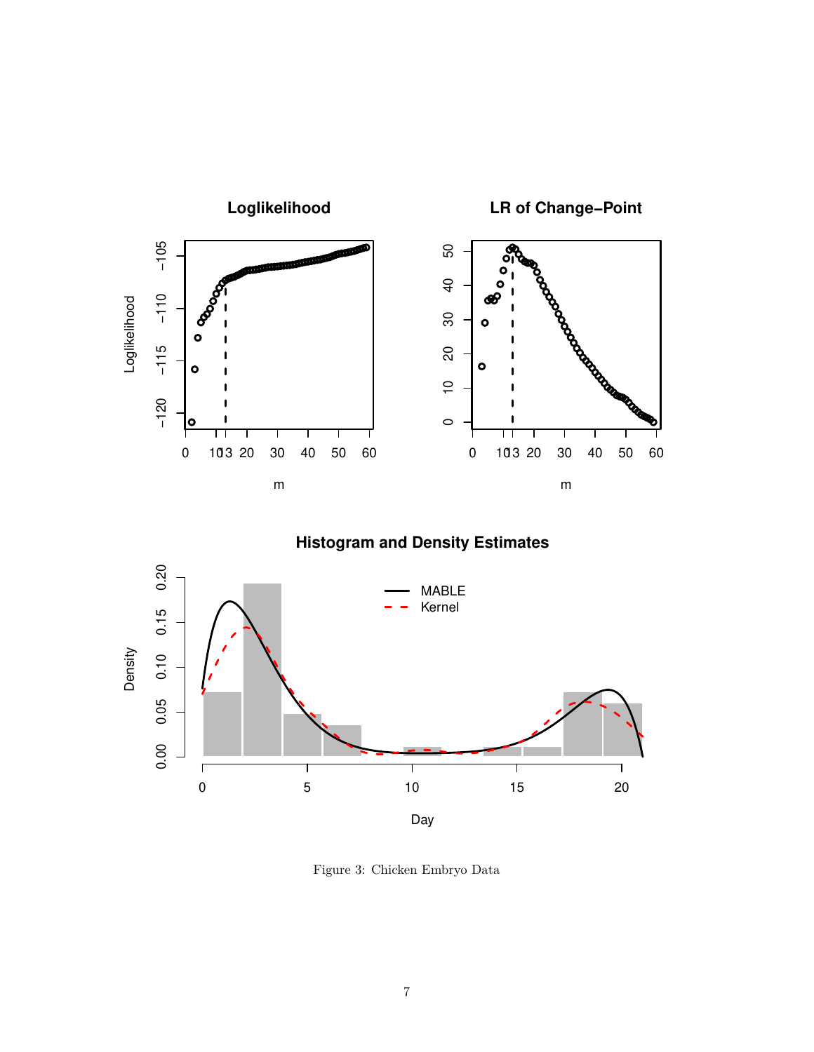Figure 3: Chicken Embryo Data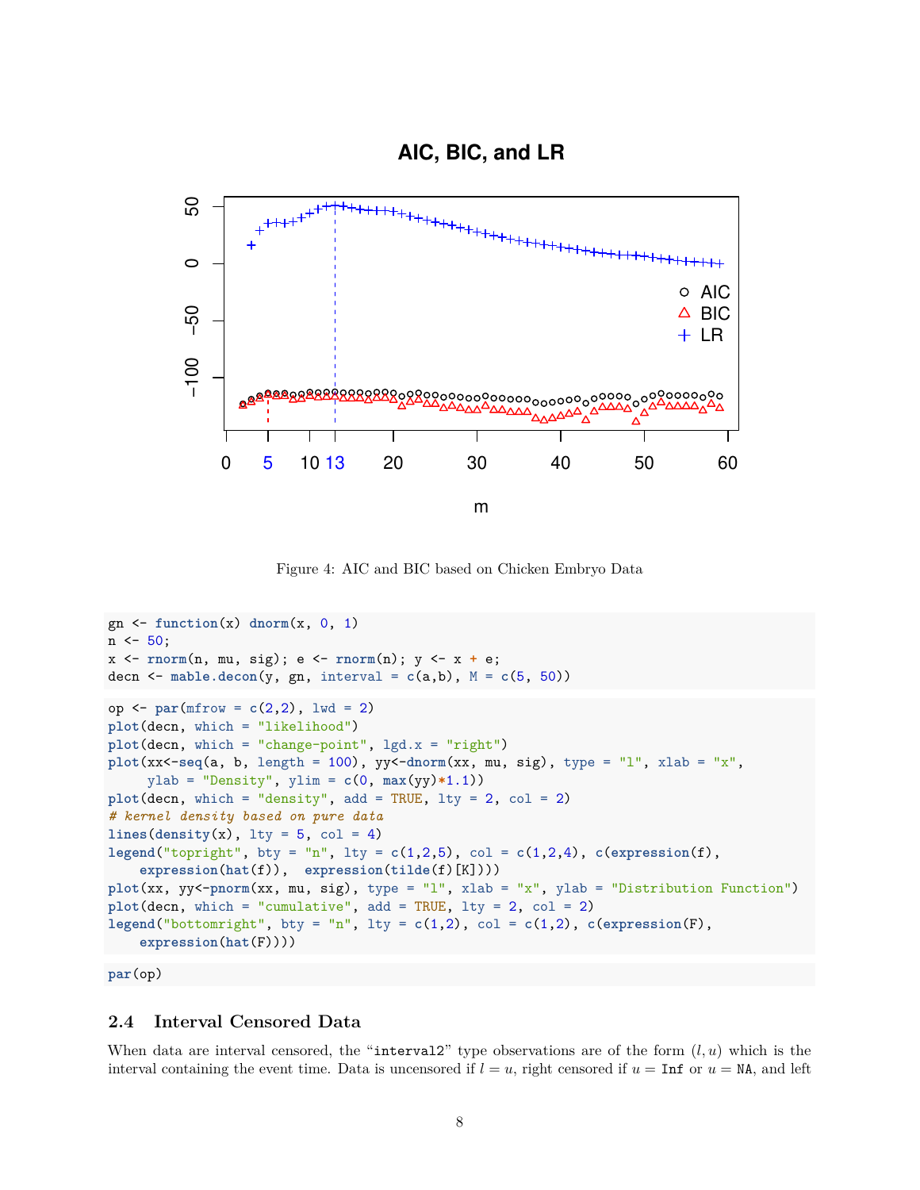Figure 4: AIC and BIC based on Chicken Embryo Data

```
gn <- function(x) dnorm(x, 0, 1)
n <- 50;
x <- rnorm(n, mu, sig); e <- rnorm(n); y <- x + e;
decn <- mable.decon(y, gn, interval = c(a,b), M = c(5, 50))
```

```
op <- par(mfrow = c(2,2), lwd = 2)
plot(decn, which = "likelihood")
plot(decn, which = "change-point", lgd.x = "right")
plot(xx<-seq(a, b, length = 100), yy<-dnorm(xx, mu, sig), type = "l", xlab = "x",
     ylab = "Density", ylim = c(0, max(yy)*1.1))
plot(decn, which = "density", add = TRUE, lty = 2, col = 2)
# kernel density based on pure data
lines(density(x), lty = 5, col = 4)
legend("topright", bty = "n", lty = c(1,2,5), col = c(1,2,4), c(expression(f),
    expression(hat(f)),  expression(tilde(f)[K])))
plot(xx, yy<-pnorm(xx, mu, sig), type = "l", xlab = "x", ylab = "Distribution Function")
plot(decn, which = "cumulative", add = TRUE, lty = 2, col = 2)
legend("bottomright", bty = "n", lty = c(1,2), col = c(1,2), c(expression(F),
    expression(hat(F))))
```

```
par(op)
```

### 2.4 Interval Censored Data

When data are interval censored, the "`interval2`" type observations are of the form $(l, u)$ which is the interval containing the event time. Data is uncensored if $l = u$, right censored if $u =$ `Inf` or $u =$ `NA`, and left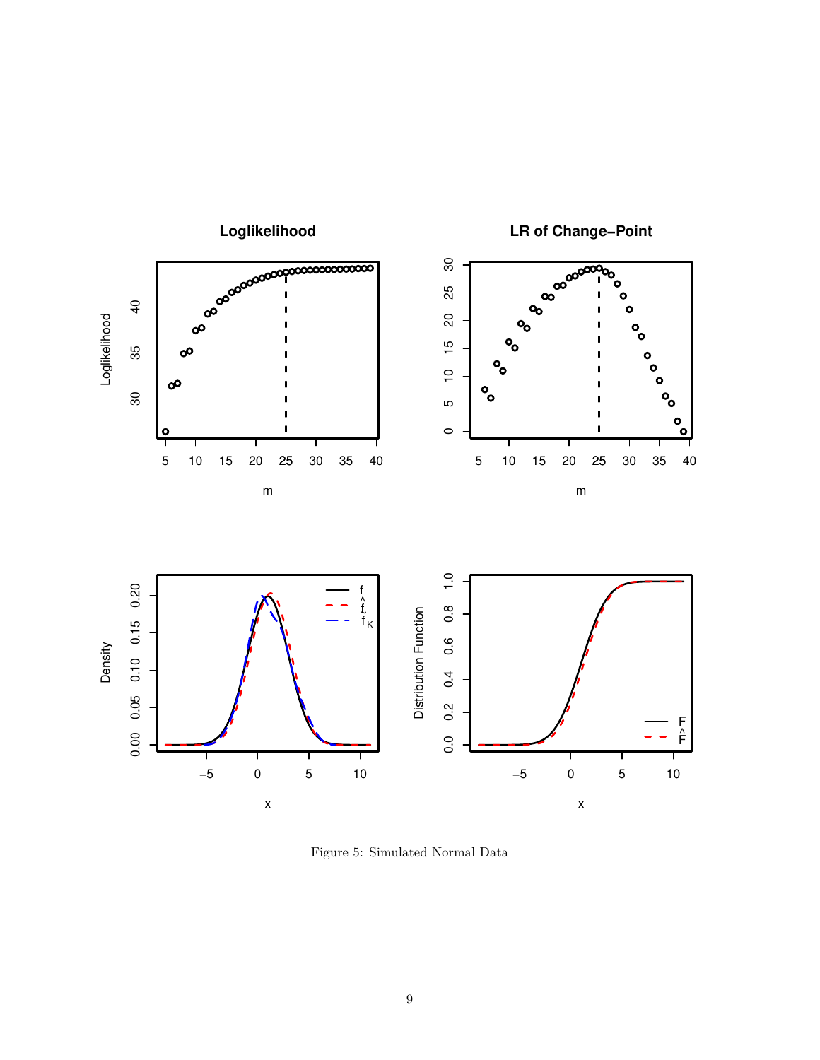Figure 5: Simulated Normal Data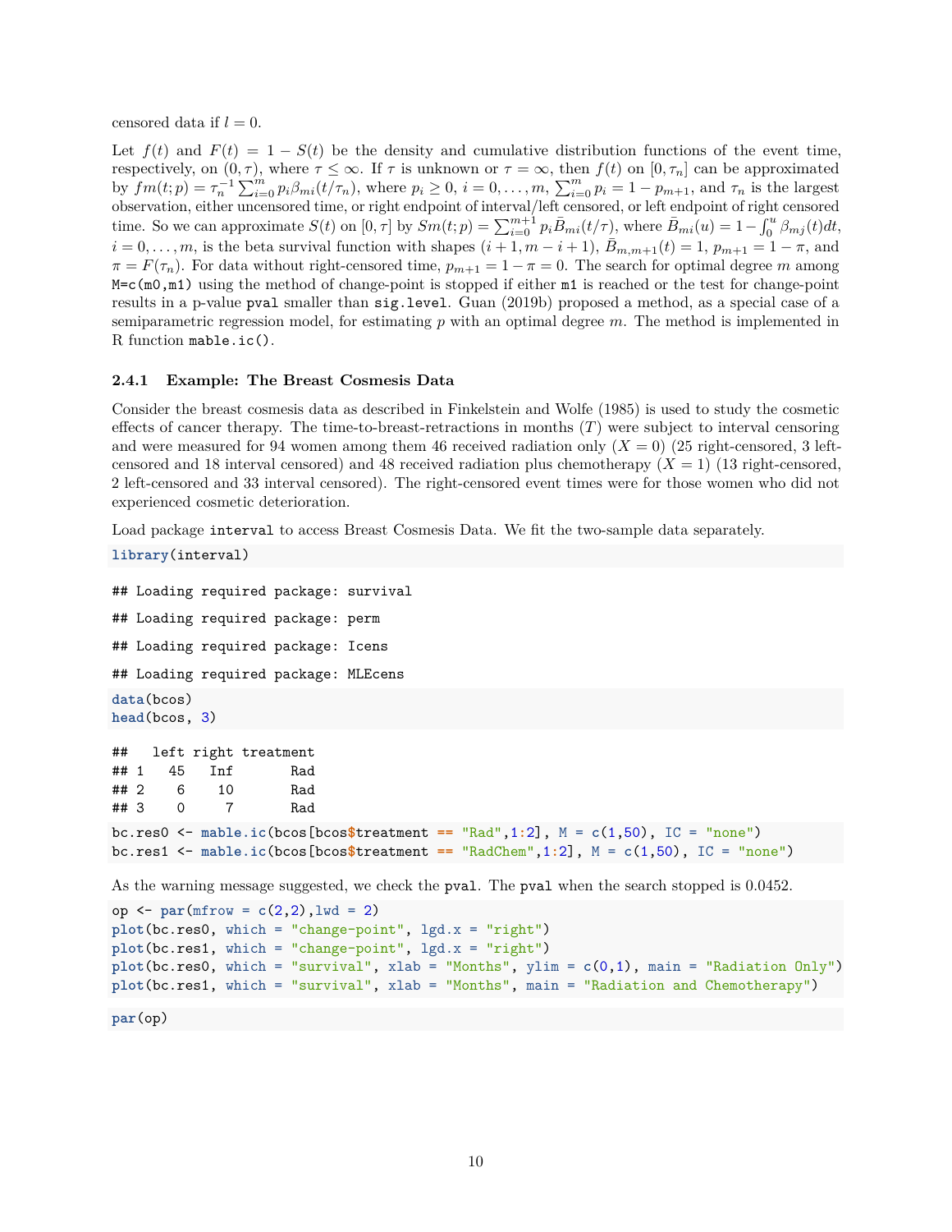censored data if $l = 0$.

Let $f(t)$ and $F(t) = 1 - S(t)$ be the density and cumulative distribution functions of the event time, respectively, on $(0, \tau)$, where $\tau \le \infty$. If $\tau$ is unknown or $\tau = \infty$, then $f(t)$ on $[0, \tau_n]$ can be approximated by $fm(t; p) = \tau_n^{-1} \sum_{i=0}^{m} p_i \beta_{mi}(t/\tau_n)$, where $p_i \ge 0$, $i = 0, \ldots, m$, $\sum_{i=0}^{m} p_i = 1 - p_{m+1}$, and $\tau_n$ is the largest observation, either uncensored time, or right endpoint of interval/left censored, or left endpoint of right censored time. So we can approximate $S(t)$ on $[0, \tau]$ by $Sm(t; p) = \sum_{i=0}^{m+1} p_i \bar{B}_{mi}(t/\tau)$, where $\bar{B}_{mi}(u) = 1 - \int_0^u \beta_{mj}(t)dt$, $i = 0, \ldots, m$, is the beta survival function with shapes $(i+1, m-i+1)$, $\bar{B}_{m,m+1}(t) = 1$, $p_{m+1} = 1 - \pi$, and $\pi = F(\tau_n)$. For data without right-censored time, $p_{m+1} = 1 - \pi = 0$. The search for optimal degree $m$ among `M=c(m0,m1)` using the method of change-point is stopped if either `m1` is reached or the test for change-point results in a p-value `pval` smaller than `sig.level`. Guan (2019b) proposed a method, as a special case of a semiparametric regression model, for estimating $p$ with an optimal degree $m$. The method is implemented in R function `mable.ic()`.

### 2.4.1 Example: The Breast Cosmesis Data

Consider the breast cosmesis data as described in Finkelstein and Wolfe (1985) is used to study the cosmetic effects of cancer therapy. The time-to-breast-retractions in months ($T$) were subject to interval censoring and were measured for 94 women among them 46 received radiation only ($X = 0$) (25 right-censored, 3 left-censored and 18 interval censored) and 48 received radiation plus chemotherapy ($X = 1$) (13 right-censored, 2 left-censored and 33 interval censored). The right-censored event times were for those women who did not experienced cosmetic deterioration.

Load package `interval` to access Breast Cosmesis Data. We fit the two-sample data separately.

```
library(interval)
```

```
## Loading required package: survival
## Loading required package: perm
## Loading required package: Icens
## Loading required package: MLEcens
```

```
data(bcos)
head(bcos, 3)
```

```
##   left right treatment
## 1   45   Inf       Rad
## 2    6    10       Rad
## 3    0     7       Rad
```

```
bc.res0 <- mable.ic(bcos[bcos$treatment == "Rad",1:2], M = c(1,50), IC = "none")
bc.res1 <- mable.ic(bcos[bcos$treatment == "RadChem",1:2], M = c(1,50), IC = "none")
```

As the warning message suggested, we check the `pval`. The `pval` when the search stopped is 0.0452.

```
op <- par(mfrow = c(2,2),lwd = 2)
plot(bc.res0, which = "change-point", lgd.x = "right")
plot(bc.res1, which = "change-point", lgd.x = "right")
plot(bc.res0, which = "survival", xlab = "Months", ylim = c(0,1), main = "Radiation Only")
plot(bc.res1, which = "survival", xlab = "Months", main = "Radiation and Chemotherapy")
```

```
par(op)
```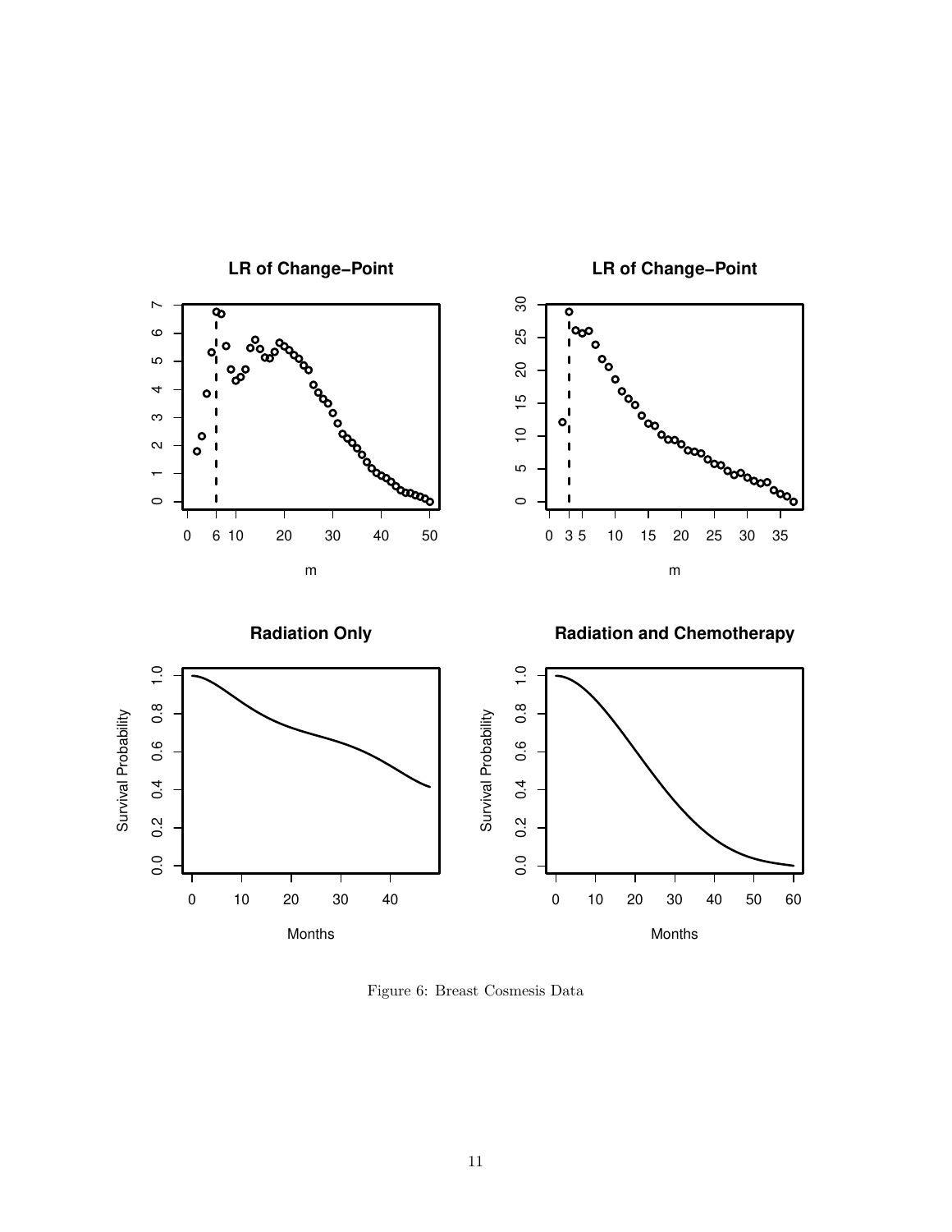Figure 6: Breast Cosmesis Data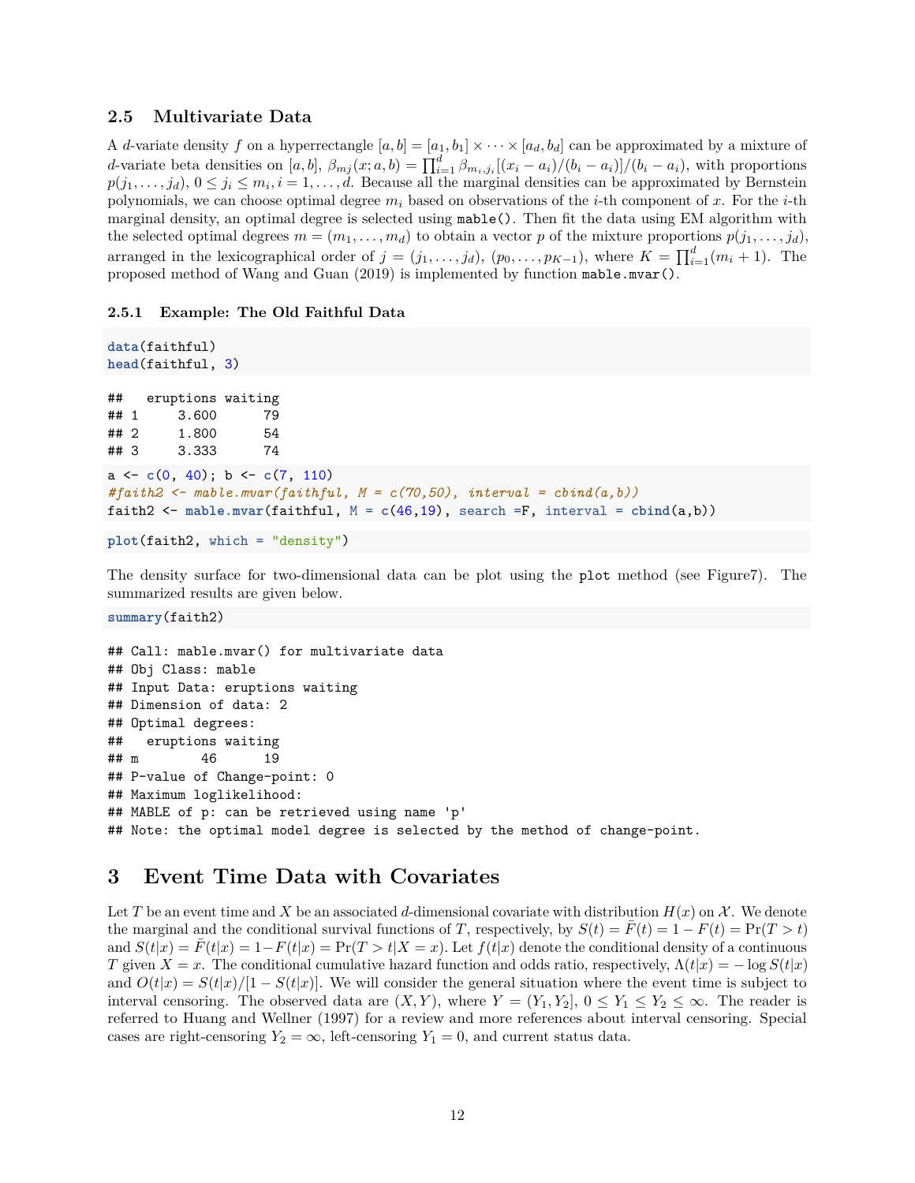### 2.5 Multivariate Data

A $d$-variate density $f$ on a hyperrectangle $[a, b] = [a_1, b_1] \times \cdots \times [a_d, b_d]$ can be approximated by a mixture of $d$-variate beta densities on $[a, b]$, $\beta_{mj}(x; a, b) = \prod_{i=1}^{d} \beta_{m_i, j_i}[(x_i - a_i)/(b_i - a_i)]/(b_i - a_i)$, with proportions $p(j_1, \ldots, j_d)$, $0 \le j_i \le m_i, i = 1, \ldots, d$. Because all the marginal densities can be approximated by Bernstein polynomials, we can choose optimal degree $m_i$ based on observations of the $i$-th component of $x$. For the $i$-th marginal density, an optimal degree is selected using `mable()`. Then fit the data using EM algorithm with the selected optimal degrees $m = (m_1, \ldots, m_d)$ to obtain a vector $p$ of the mixture proportions $p(j_1, \ldots, j_d)$, arranged in the lexicographical order of $j = (j_1, \ldots, j_d)$, $(p_0, \ldots, p_{K-1})$, where $K = \prod_{i=1}^{d}(m_i + 1)$. The proposed method of Wang and Guan (2019) is implemented by function `mable.mvar()`.

#### 2.5.1 Example: The Old Faithful Data

```
data(faithful)
head(faithful, 3)
```

```
##   eruptions waiting
## 1     3.600      79
## 2     1.800      54
## 3     3.333      74
```

```
a <- c(0, 40); b <- c(7, 110)
#faith2 <- mable.mvar(faithful, M = c(70,50), interval = cbind(a,b))
faith2 <- mable.mvar(faithful, M = c(46,19), search =F, interval = cbind(a,b))
```

```
plot(faith2, which = "density")
```

The density surface for two-dimensional data can be plot using the `plot` method (see Figure7). The summarized results are given below.

```
summary(faith2)
```

```
## Call: mable.mvar() for multivariate data
## Obj Class: mable
## Input Data: eruptions waiting
## Dimension of data: 2
## Optimal degrees:
##   eruptions waiting
## m        46      19
## P-value of Change-point: 0
## Maximum loglikelihood:
## MABLE of p: can be retrieved using name 'p'
## Note: the optimal model degree is selected by the method of change-point.
```

# 3 Event Time Data with Covariates

Let $T$ be an event time and $X$ be an associated $d$-dimensional covariate with distribution $H(x)$ on $\mathcal{X}$. We denote the marginal and the conditional survival functions of $T$, respectively, by $S(t) = \bar{F}(t) = 1 - F(t) = \Pr(T > t)$ and $S(t|x) = \bar{F}(t|x) = 1 - F(t|x) = \Pr(T > t|X = x)$. Let $f(t|x)$ denote the conditional density of a continuous $T$ given $X = x$. The conditional cumulative hazard function and odds ratio, respectively, $\Lambda(t|x) = -\log S(t|x)$ and $O(t|x) = S(t|x)/[1 - S(t|x)]$. We will consider the general situation where the event time is subject to interval censoring. The observed data are $(X, Y)$, where $Y = (Y_1, Y_2]$, $0 \le Y_1 \le Y_2 \le \infty$. The reader is referred to Huang and Wellner (1997) for a review and more references about interval censoring. Special cases are right-censoring $Y_2 = \infty$, left-censoring $Y_1 = 0$, and current status data.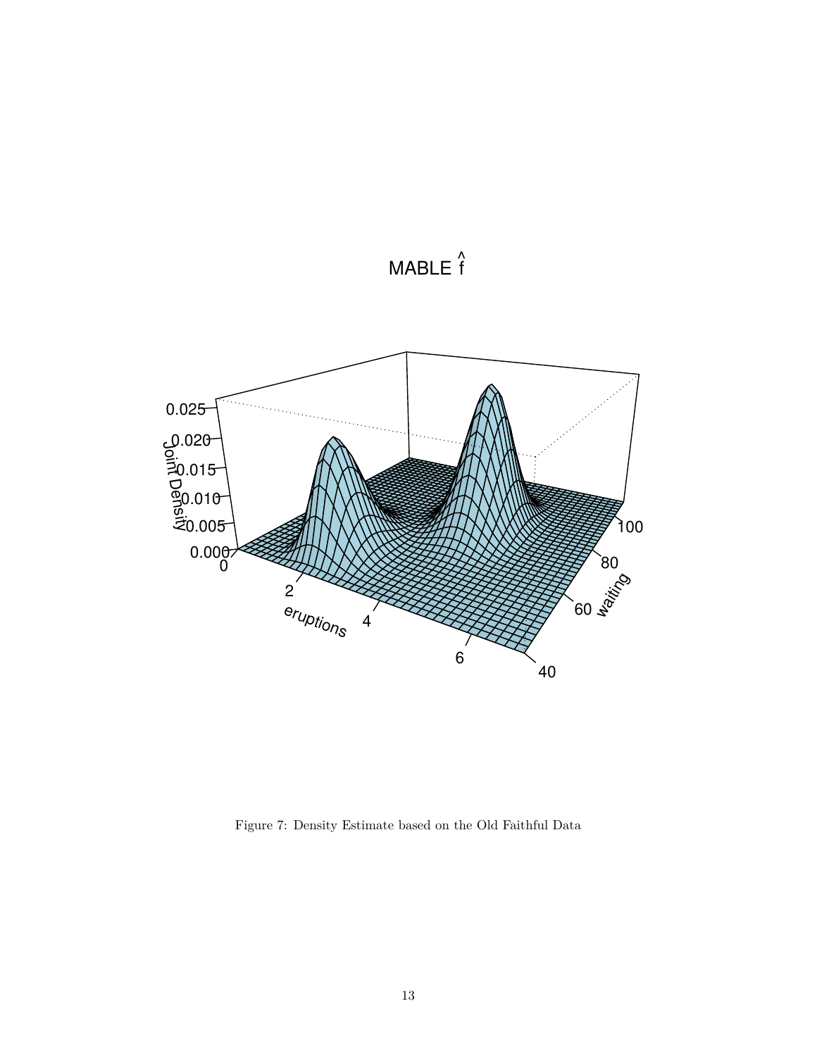Figure 7: Density Estimate based on the Old Faithful Data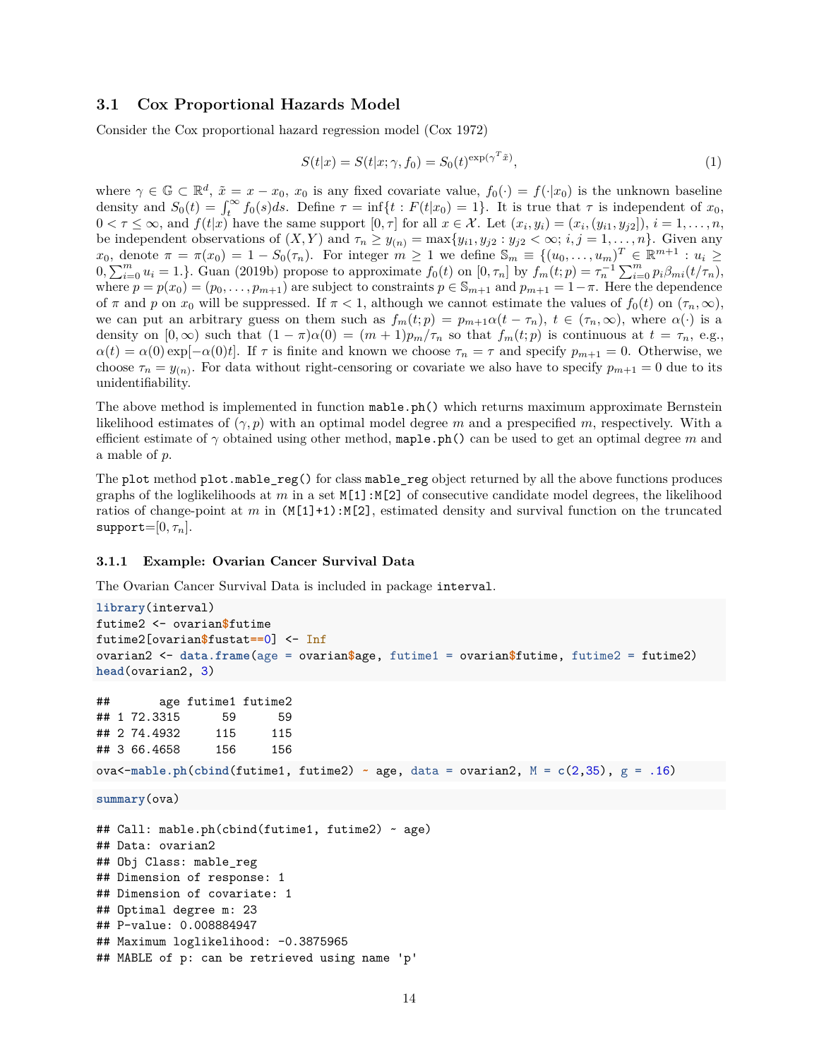### 3.1 Cox Proportional Hazards Model

Consider the Cox proportional hazard regression model (Cox 1972)

$$S(t|x) = S(t|x;\gamma, f_0) = S_0(t)^{\exp(\gamma^T \tilde{x})}, \tag{1}$$

where $\gamma \in \mathbb{G} \subset \mathbb{R}^d$, $\tilde{x} = x - x_0$, $x_0$ is any fixed covariate value, $f_0(\cdot) = f(\cdot|x_0)$ is the unknown baseline density and $S_0(t) = \int_t^\infty f_0(s)ds$. Define $\tau = \inf\{t : F(t|x_0) = 1\}$. It is true that $\tau$ is independent of $x_0$, $0 < \tau \le \infty$, and $f(t|x)$ have the same support $[0, \tau]$ for all $x \in \mathcal{X}$. Let $(x_i, y_i) = (x_i, (y_{i1}, y_{j2}])$, $i = 1, \ldots, n$, be independent observations of $(X, Y)$ and $\tau_n \ge y_{(n)} = \max\{y_{i1}, y_{j2} : y_{j2} < \infty; i, j = 1, \ldots, n\}$. Given any $x_0$, denote $\pi = \pi(x_0) = 1 - S_0(\tau_n)$. For integer $m \ge 1$ we define $\mathbb{S}_m \equiv \{(u_0, \ldots, u_m)^T \in \mathbb{R}^{m+1} : u_i \ge 0, \sum_{i=0}^m u_i = 1.\}$. Guan (2019b) propose to approximate $f_0(t)$ on $[0, \tau_n]$ by $f_m(t;p) = \tau_n^{-1}\sum_{i=0}^m p_i \beta_{mi}(t/\tau_n)$, where $p = p(x_0) = (p_0, \ldots, p_{m+1})$ are subject to constraints $p \in \mathbb{S}_{m+1}$ and $p_{m+1} = 1 - \pi$. Here the dependence of $\pi$ and $p$ on $x_0$ will be suppressed. If $\pi < 1$, although we cannot estimate the values of $f_0(t)$ on $(\tau_n, \infty)$, we can put an arbitrary guess on them such as $f_m(t;p) = p_{m+1}\alpha(t - \tau_n)$, $t \in (\tau_n, \infty)$, where $\alpha(\cdot)$ is a density on $[0, \infty)$ such that $(1 - \pi)\alpha(0) = (m + 1)p_m/\tau_n$ so that $f_m(t;p)$ is continuous at $t = \tau_n$, e.g., $\alpha(t) = \alpha(0)\exp[-\alpha(0)t]$. If $\tau$ is finite and known we choose $\tau_n = \tau$ and specify $p_{m+1} = 0$. Otherwise, we choose $\tau_n = y_{(n)}$. For data without right-censoring or covariate we also have to specify $p_{m+1} = 0$ due to its unidentifiability.

The above method is implemented in function `mable.ph()` which returns maximum approximate Bernstein likelihood estimates of $(\gamma, p)$ with an optimal model degree $m$ and a prespecified $m$, respectively. With a efficient estimate of $\gamma$ obtained using other method, `maple.ph()` can be used to get an optimal degree $m$ and a mable of $p$.

The `plot` method `plot.mable_reg()` for class `mable_reg` object returned by all the above functions produces graphs of the loglikelihoods at $m$ in a set `M[1]:M[2]` of consecutive candidate model degrees, the likelihood ratios of change-point at $m$ in `(M[1]+1):M[2]`, estimated density and survival function on the truncated support$=[0, \tau_n]$.

#### 3.1.1 Example: Ovarian Cancer Survival Data

The Ovarian Cancer Survival Data is included in package `interval`.

```
library(interval)
futime2 <- ovarian$futime
futime2[ovarian$fustat==0] <- Inf
ovarian2 <- data.frame(age = ovarian$age, futime1 = ovarian$futime, futime2 = futime2)
head(ovarian2, 3)
```

```
##       age futime1 futime2
## 1 72.3315      59      59
## 2 74.4932     115     115
## 3 66.4658     156     156
```

```
ova<-mable.ph(cbind(futime1, futime2) ~ age, data = ovarian2, M = c(2,35), g = .16)
```

```
summary(ova)
```

```
## Call: mable.ph(cbind(futime1, futime2) ~ age)
## Data: ovarian2
## Obj Class: mable_reg
## Dimension of response: 1
## Dimension of covariate: 1
## Optimal degree m: 23
## P-value: 0.008884947
## Maximum loglikelihood: -0.3875965
## MABLE of p: can be retrieved using name 'p'
```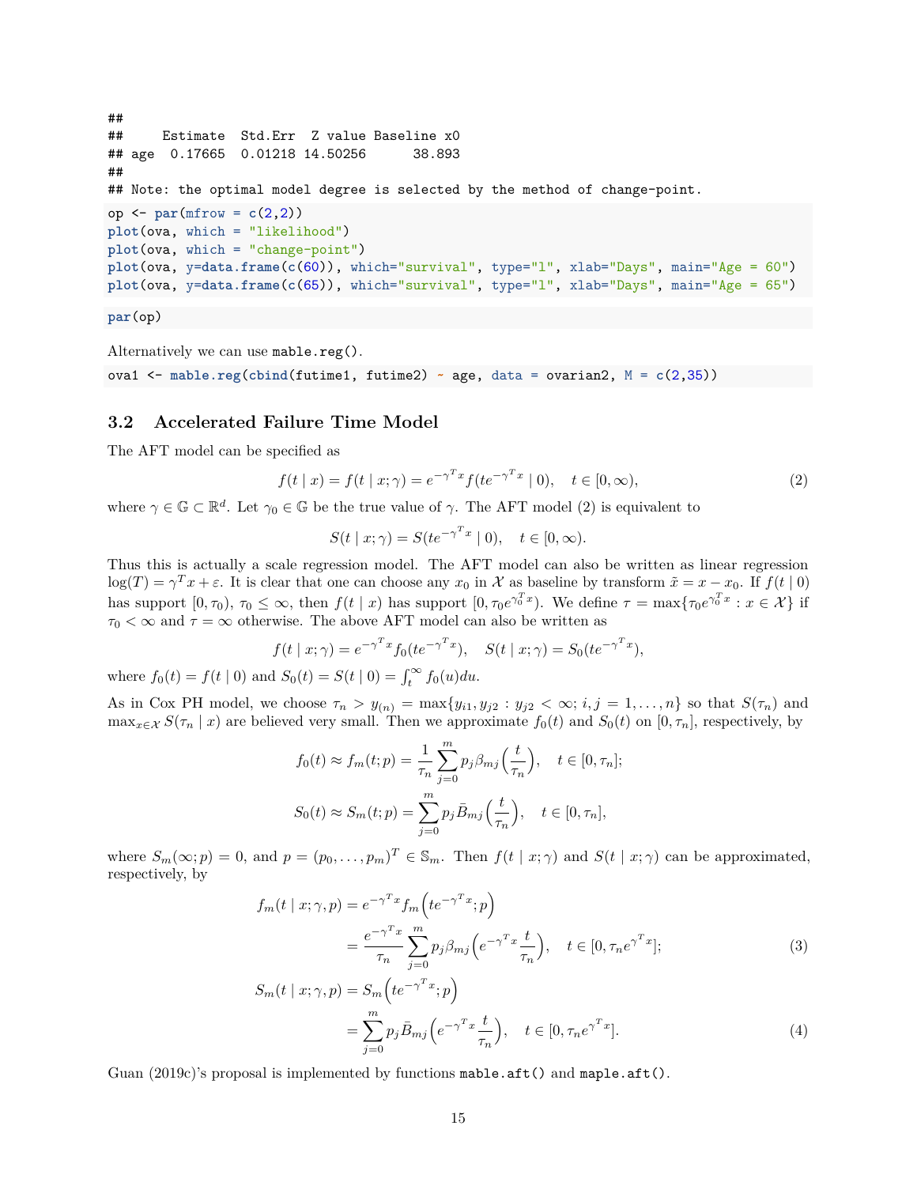```
##
##      Estimate  Std.Err  Z value Baseline x0
## age   0.17665  0.01218 14.50256      38.893
##
## Note: the optimal model degree is selected by the method of change-point.
```

```
op <- par(mfrow = c(2,2))
plot(ova, which = "likelihood")
plot(ova, which = "change-point")
plot(ova, y=data.frame(c(60)), which="survival", type="l", xlab="Days", main="Age = 60")
plot(ova, y=data.frame(c(65)), which="survival", type="l", xlab="Days", main="Age = 65")
```

```
par(op)
```

Alternatively we can use `mable.reg()`.

```
ova1 <- mable.reg(cbind(futime1, futime2) ~ age, data = ovarian2, M = c(2,35))
```

## 3.2 Accelerated Failure Time Model

The AFT model can be specified as

$$f(t \mid x) = f(t \mid x; \gamma) = e^{-\gamma^T x} f(t e^{-\gamma^T x} \mid 0), \quad t \in [0, \infty), \tag{2}$$

where $\gamma \in \mathbb{G} \subset \mathbb{R}^d$. Let $\gamma_0 \in \mathbb{G}$ be the true value of $\gamma$. The AFT model (2) is equivalent to

$$S(t \mid x; \gamma) = S(t e^{-\gamma^T x} \mid 0), \quad t \in [0, \infty).$$

Thus this is actually a scale regression model. The AFT model can also be written as linear regression $\log(T) = \gamma^T x + \varepsilon$. It is clear that one can choose any $x_0$ in $\mathcal{X}$ as baseline by transform $\tilde{x} = x - x_0$. If $f(t \mid 0)$ has support $[0, \tau_0)$, $\tau_0 \le \infty$, then $f(t \mid x)$ has support $[0, \tau_0 e^{\gamma_0^T x})$. We define $\tau = \max\{\tau_0 e^{\gamma_0^T x} : x \in \mathcal{X}\}$ if $\tau_0 < \infty$ and $\tau = \infty$ otherwise. The above AFT model can also be written as

$$f(t \mid x; \gamma) = e^{-\gamma^T x} f_0(t e^{-\gamma^T x}), \quad S(t \mid x; \gamma) = S_0(t e^{-\gamma^T x}),$$

where $f_0(t) = f(t \mid 0)$ and $S_0(t) = S(t \mid 0) = \int_t^\infty f_0(u) du$.

As in Cox PH model, we choose $\tau_n > y_{(n)} = \max\{y_{i1}, y_{j2} : y_{j2} < \infty; i, j = 1, \ldots, n\}$ so that $S(\tau_n)$ and $\max_{x \in \mathcal{X}} S(\tau_n \mid x)$ are believed very small. Then we approximate $f_0(t)$ and $S_0(t)$ on $[0, \tau_n]$, respectively, by

$$f_0(t) \approx f_m(t; p) = \frac{1}{\tau_n} \sum_{j=0}^{m} p_j \beta_{mj}\Big(\frac{t}{\tau_n}\Big), \quad t \in [0, \tau_n];$$

$$S_0(t) \approx S_m(t; p) = \sum_{j=0}^{m} p_j \bar{B}_{mj}\Big(\frac{t}{\tau_n}\Big), \quad t \in [0, \tau_n],$$

where $S_m(\infty; p) = 0$, and $p = (p_0, \ldots, p_m)^T \in \mathbb{S}_m$. Then $f(t \mid x; \gamma)$ and $S(t \mid x; \gamma)$ can be approximated, respectively, by

$$\begin{aligned} f_m(t \mid x; \gamma, p) &= e^{-\gamma^T x} f_m\Big(t e^{-\gamma^T x}; p\Big) \\ &= \frac{e^{-\gamma^T x}}{\tau_n} \sum_{j=0}^{m} p_j \beta_{mj}\Big(e^{-\gamma^T x} \frac{t}{\tau_n}\Big), \quad t \in [0, \tau_n e^{\gamma^T x}]; \end{aligned} \tag{3}$$

$$\begin{aligned} S_m(t \mid x; \gamma, p) &= S_m\Big(t e^{-\gamma^T x}; p\Big) \\ &= \sum_{j=0}^{m} p_j \bar{B}_{mj}\Big(e^{-\gamma^T x} \frac{t}{\tau_n}\Big), \quad t \in [0, \tau_n e^{\gamma^T x}]. \end{aligned} \tag{4}$$

Guan (2019c)'s proposal is implemented by functions `mable.aft()` and `maple.aft()`.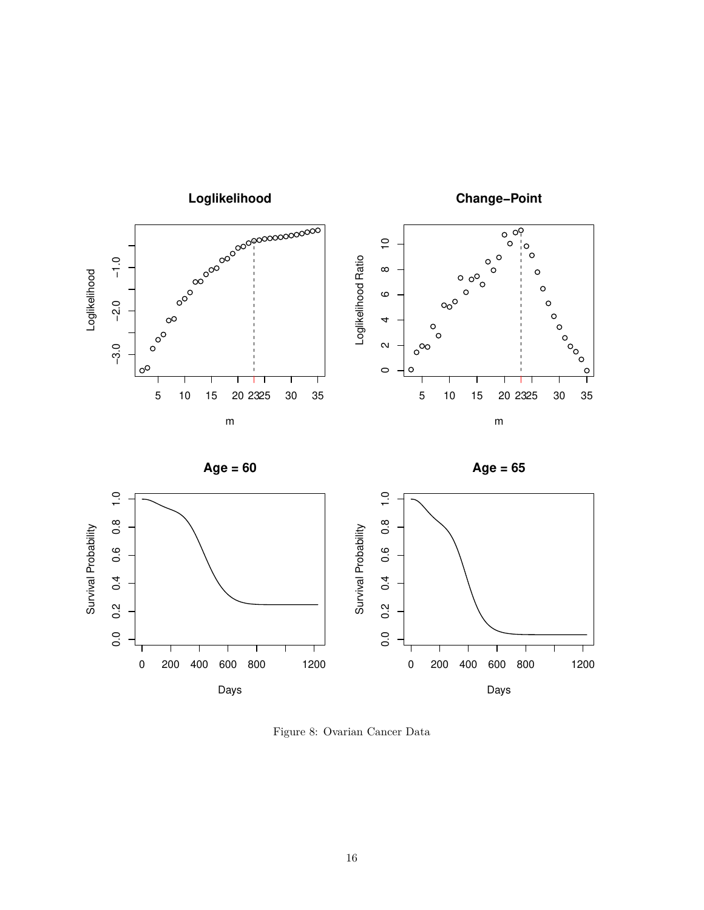Figure 8: Ovarian Cancer Data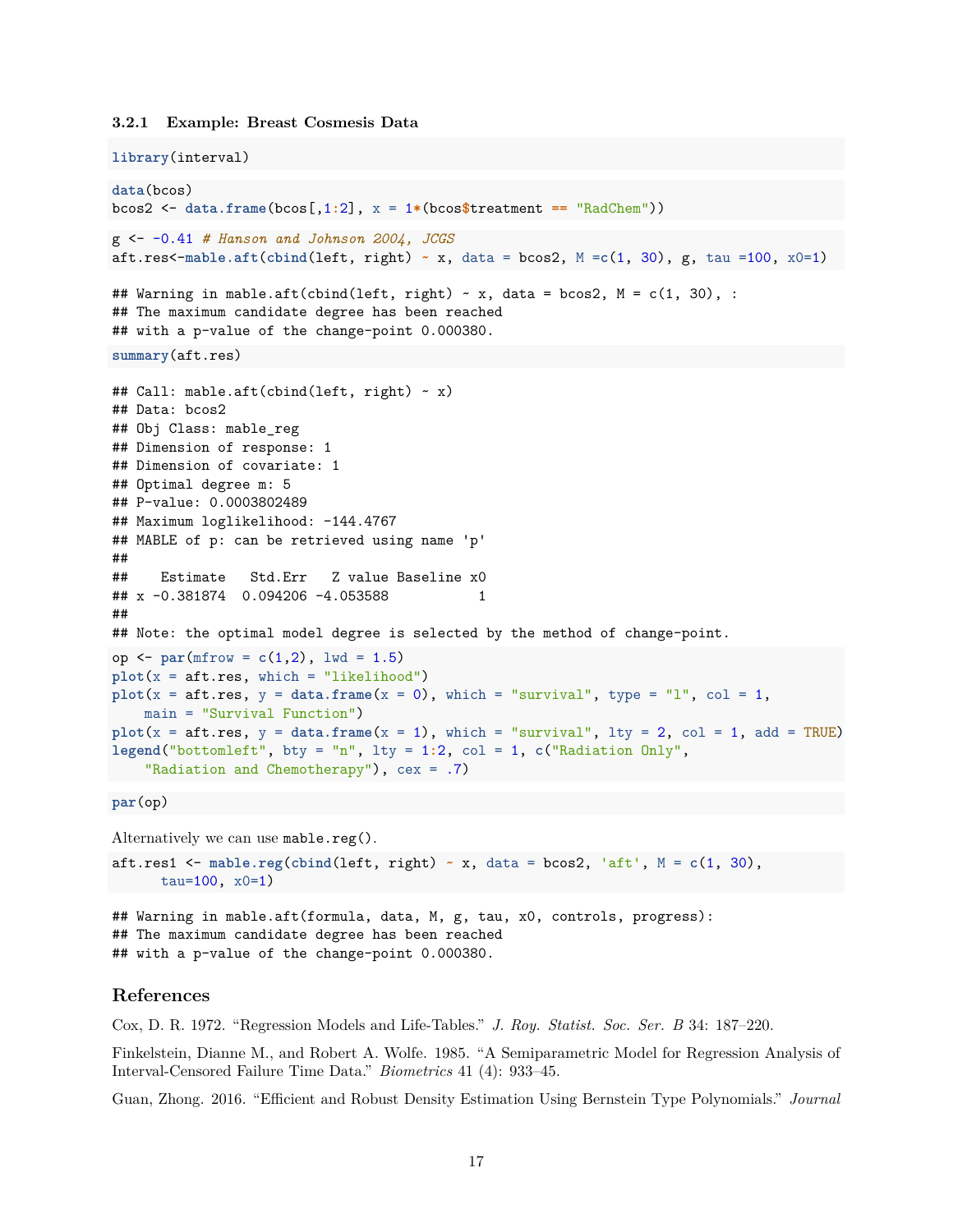### 3.2.1 Example: Breast Cosmesis Data

```
library(interval)
```

```
data(bcos)
bcos2 <- data.frame(bcos[,1:2], x = 1*(bcos$treatment == "RadChem"))
```

```
g <- -0.41 # Hanson and Johnson 2004, JCGS
aft.res<-mable.aft(cbind(left, right) ~ x, data = bcos2, M =c(1, 30), g, tau =100, x0=1)
```

```
## Warning in mable.aft(cbind(left, right) ~ x, data = bcos2, M = c(1, 30), :
## The maximum candidate degree has been reached
## with a p-value of the change-point 0.000380.
```

```
summary(aft.res)
```

```
## Call: mable.aft(cbind(left, right) ~ x)
## Data: bcos2
## Obj Class: mable_reg
## Dimension of response: 1
## Dimension of covariate: 1
## Optimal degree m: 5
## P-value: 0.0003802489
## Maximum loglikelihood: -144.4767
## MABLE of p: can be retrieved using name 'p'
##
##    Estimate   Std.Err   Z value Baseline x0
## x -0.381874  0.094206 -4.053588           1
##
## Note: the optimal model degree is selected by the method of change-point.
```

```
op <- par(mfrow = c(1,2), lwd = 1.5)
plot(x = aft.res, which = "likelihood")
plot(x = aft.res, y = data.frame(x = 0), which = "survival", type = "l", col = 1,
    main = "Survival Function")
plot(x = aft.res, y = data.frame(x = 1), which = "survival", lty = 2, col = 1, add = TRUE)
legend("bottomleft", bty = "n", lty = 1:2, col = 1, c("Radiation Only",
    "Radiation and Chemotherapy"), cex = .7)
```

```
par(op)
```

Alternatively we can use `mable.reg()`.

```
aft.res1 <- mable.reg(cbind(left, right) ~ x, data = bcos2, 'aft', M = c(1, 30),
      tau=100, x0=1)
```

```
## Warning in mable.aft(formula, data, M, g, tau, x0, controls, progress):
## The maximum candidate degree has been reached
## with a p-value of the change-point 0.000380.
```

## References

Cox, D. R. 1972. "Regression Models and Life-Tables." *J. Roy. Statist. Soc. Ser. B* 34: 187–220.

Finkelstein, Dianne M., and Robert A. Wolfe. 1985. "A Semiparametric Model for Regression Analysis of Interval-Censored Failure Time Data." *Biometrics* 41 (4): 933–45.

Guan, Zhong. 2016. "Efficient and Robust Density Estimation Using Bernstein Type Polynomials." *Journal*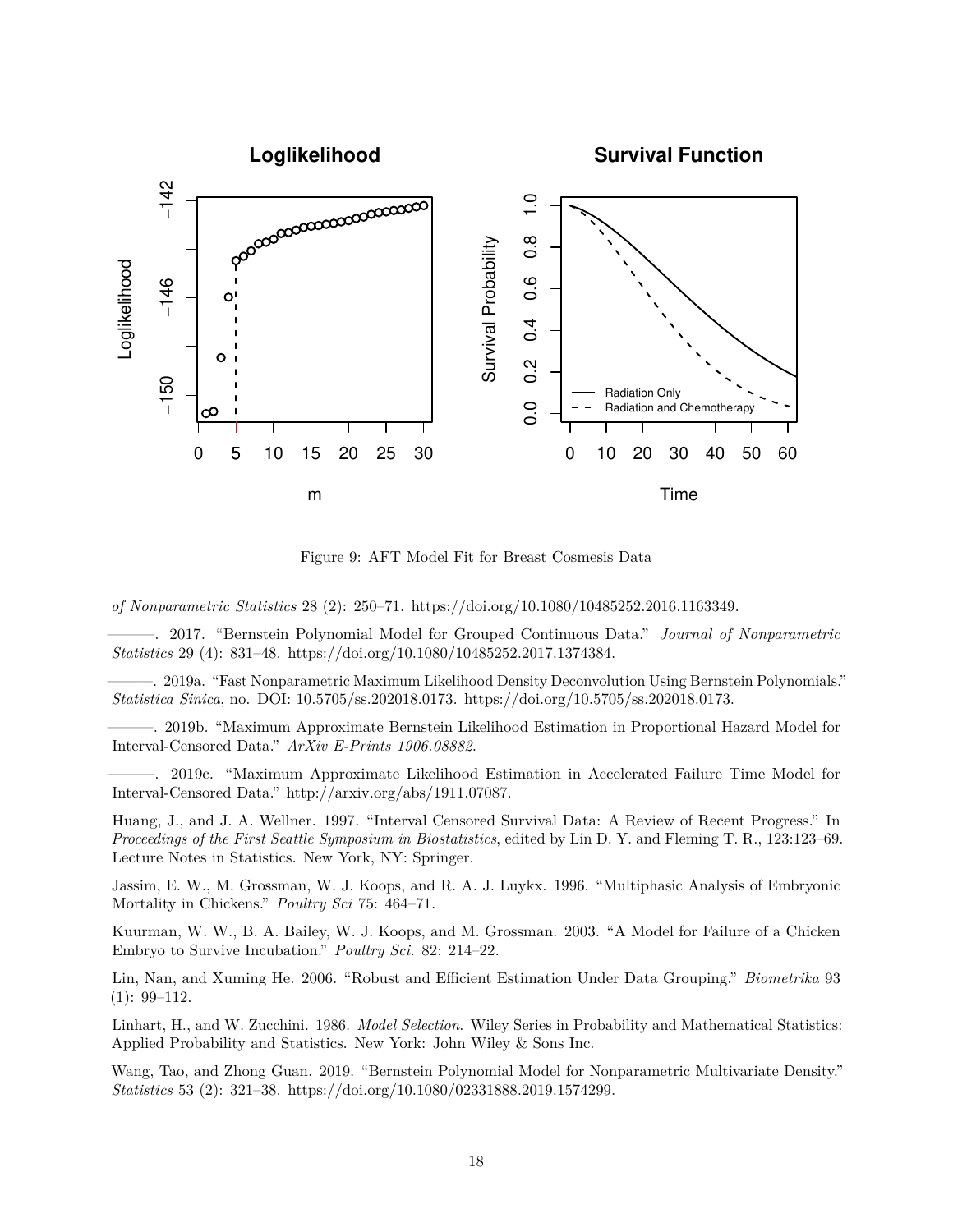Loglikelihood

Loglikelihood

−142

−146

−150

0 5 10 15 20 25 30

m

Survival Function

Survival Probability

0.0 0.2 0.4 0.6 0.8 1.0

0 10 20 30 40 50 60

Time

Radiation Only

Radiation and Chemotherapy

Figure 9: AFT Model Fit for Breast Cosmesis Data

*of Nonparametric Statistics* 28 (2): 250–71. https://doi.org/10.1080/10485252.2016.1163349.

———. 2017. "Bernstein Polynomial Model for Grouped Continuous Data." *Journal of Nonparametric Statistics* 29 (4): 831–48. https://doi.org/10.1080/10485252.2017.1374384.

———. 2019a. "Fast Nonparametric Maximum Likelihood Density Deconvolution Using Bernstein Polynomials." *Statistica Sinica*, no. DOI: 10.5705/ss.202018.0173. https://doi.org/10.5705/ss.202018.0173.

———. 2019b. "Maximum Approximate Bernstein Likelihood Estimation in Proportional Hazard Model for Interval-Censored Data." *ArXiv E-Prints 1906.08882*.

———. 2019c. "Maximum Approximate Likelihood Estimation in Accelerated Failure Time Model for Interval-Censored Data." http://arxiv.org/abs/1911.07087.

Huang, J., and J. A. Wellner. 1997. "Interval Censored Survival Data: A Review of Recent Progress." In *Proceedings of the First Seattle Symposium in Biostatistics*, edited by Lin D. Y. and Fleming T. R., 123:123–69. Lecture Notes in Statistics. New York, NY: Springer.

Jassim, E. W., M. Grossman, W. J. Koops, and R. A. J. Luykx. 1996. "Multiphasic Analysis of Embryonic Mortality in Chickens." *Poultry Sci* 75: 464–71.

Kuurman, W. W., B. A. Bailey, W. J. Koops, and M. Grossman. 2003. "A Model for Failure of a Chicken Embryo to Survive Incubation." *Poultry Sci.* 82: 214–22.

Lin, Nan, and Xuming He. 2006. "Robust and Efficient Estimation Under Data Grouping." *Biometrika* 93 (1): 99–112.

Linhart, H., and W. Zucchini. 1986. *Model Selection*. Wiley Series in Probability and Mathematical Statistics: Applied Probability and Statistics. New York: John Wiley & Sons Inc.

Wang, Tao, and Zhong Guan. 2019. "Bernstein Polynomial Model for Nonparametric Multivariate Density." *Statistics* 53 (2): 321–38. https://doi.org/10.1080/02331888.2019.1574299.